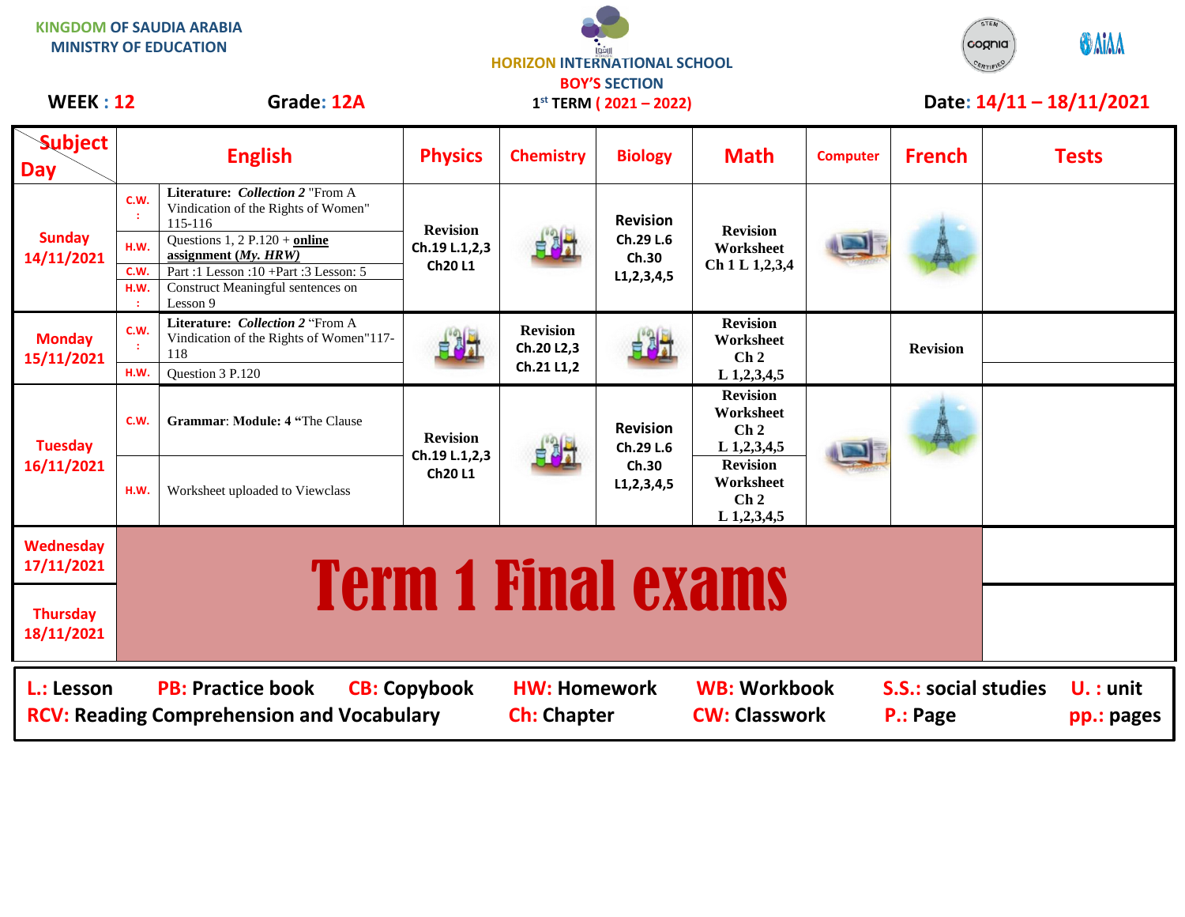KINGDOM OF SAUDIA ARABIA
MINISTRY OF EDUCATION

HORIZON INTERNATIONAL SCHOOL
BOY'S SECTION

**WEEK : 12** **Grade: 12A** 1st TERM ( 2021 – 2022) **Date: 14/11 – 18/11/2021**

| Subject / Day | English | | Physics | Chemistry | Biology | Math | Computer | French | Tests |
|---|---|---|---|---|---|---|---|---|---|
| Sunday 14/11/2021 | C.W. : | **Literature:** ***Collection 2*** "From A Vindication of the Rights of Women" 115-116 | **Revision** Ch.19 L.1,2,3 Ch20 L1 | | **Revision** Ch.29 L.6 Ch.30 L1,2,3,4,5 | **Revision Worksheet Ch 1 L 1,2,3,4** | | | |
| | H.W. | Questions 1, 2 P.120 + **online assignment (*My. HRW*)** | | | | | | | |
| | C.W. | Part :1 Lesson :10 +Part :3 Lesson: 5 | | | | | | | |
| | H.W. : | Construct Meaningful sentences on Lesson 9 | | | | | | | |
| Monday 15/11/2021 | C.W. : | **Literature:** ***Collection 2*** "From A Vindication of the Rights of Women"117-118 | | **Revision** Ch.20 L2,3 Ch.21 L1,2 | | **Revision Worksheet Ch 2 L 1,2,3,4,5** | | **Revision** | |
| | H.W. | Question 3 P.120 | | | | | | | |
| Tuesday 16/11/2021 | C.W. | **Grammar**: **Module: 4 "**The Clause | **Revision** Ch.19 L.1,2,3 Ch20 L1 | | **Revision** Ch.29 L.6 Ch.30 L1,2,3,4,5 | **Revision Worksheet Ch 2 L 1,2,3,4,5** | | | |
| | H.W. | Worksheet uploaded to Viewclass | | | | **Revision Worksheet Ch 2 L 1,2,3,4,5** | | | |
| Wednesday 17/11/2021 | **Term 1 Final exams** | | | | | | | | |
| Thursday 18/11/2021 | | | | | | | | | |

**L.: Lesson** **PB: Practice book** **CB: Copybook** **HW: Homework** **WB: Workbook** **S.S.: social studies** **U. : unit**
**RCV: Reading Comprehension and Vocabulary** **Ch: Chapter** **CW: Classwork** **P.: Page** **pp.: pages**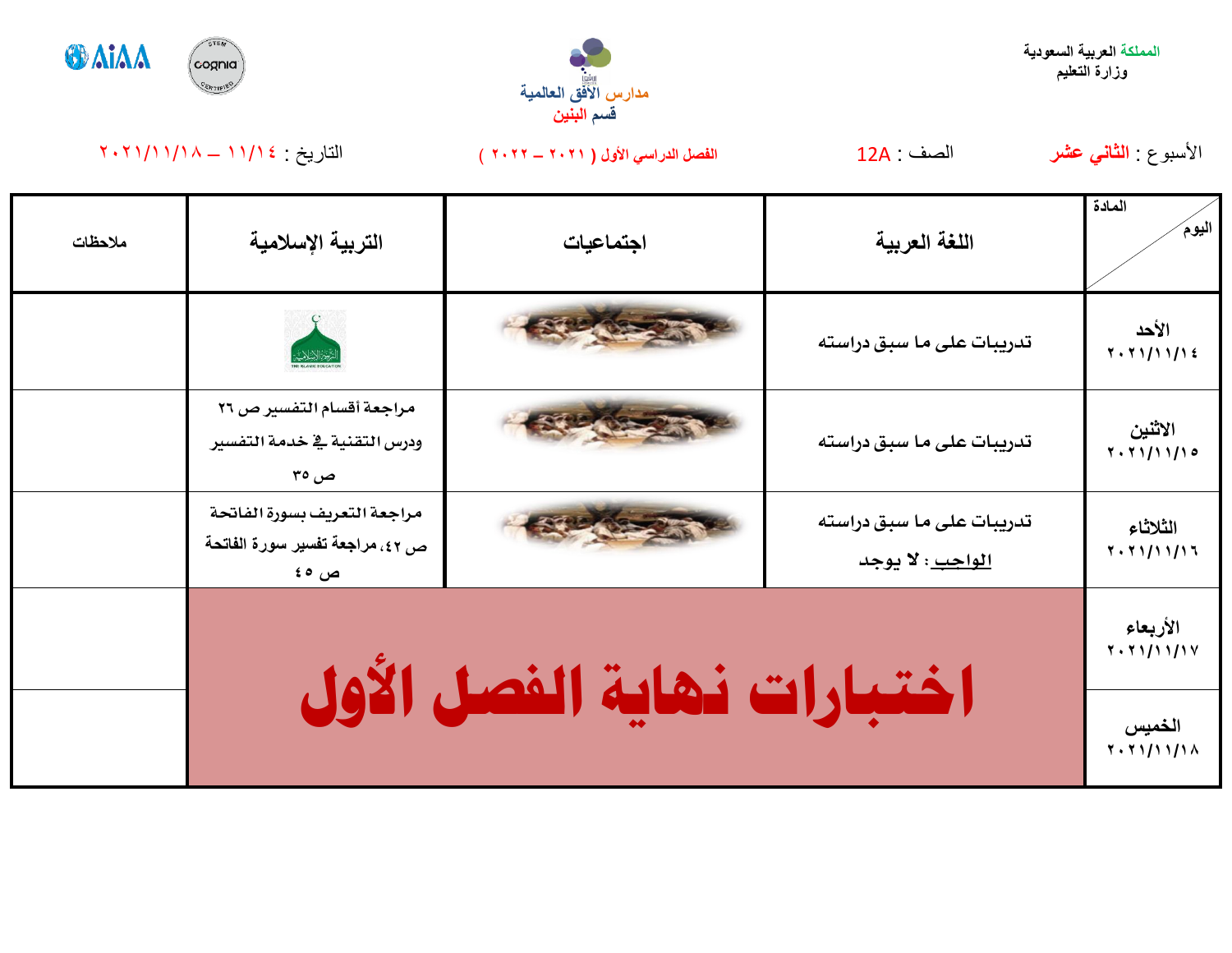المملكة العربية السعودية
وزارة التعليم

مدارس الأفق العالمية
قسم البنين

الأسبوع : الثاني عشر　　الصف : 12A　　الفصل الدراسي الأول ( ٢٠٢١ – ٢٠٢٢ )　　التاريخ : ١١/١٤ – ٢٠٢١/١١/١٨

| اليوم / المادة | اللغة العربية | اجتماعيات | التربية الإسلامية | ملاحظات |
|---|---|---|---|---|
| الأحد ٢٠٢١/١١/١٤ | تدريبات على ما سبق دراسته | | | |
| الاثنين ٢٠٢١/١١/١٥ | تدريبات على ما سبق دراسته | | مراجعة أقسام التفسير ص ٢٦ ودرس التقنية في خدمة التفسير ص ٣٥ | |
| الثلاثاء ٢٠٢١/١١/١٦ | تدريبات على ما سبق دراسته الواجب : لا يوجد | | مراجعة التعريف بسورة الفاتحة ص ٤٢، مراجعة تفسير سورة الفاتحة ص ٤٥ | |
| الأربعاء ٢٠٢١/١١/١٧ | اختبارات نهاية الفصل الأول | | | |
| الخميس ٢٠٢١/١١/١٨ | اختبارات نهاية الفصل الأول | | | |